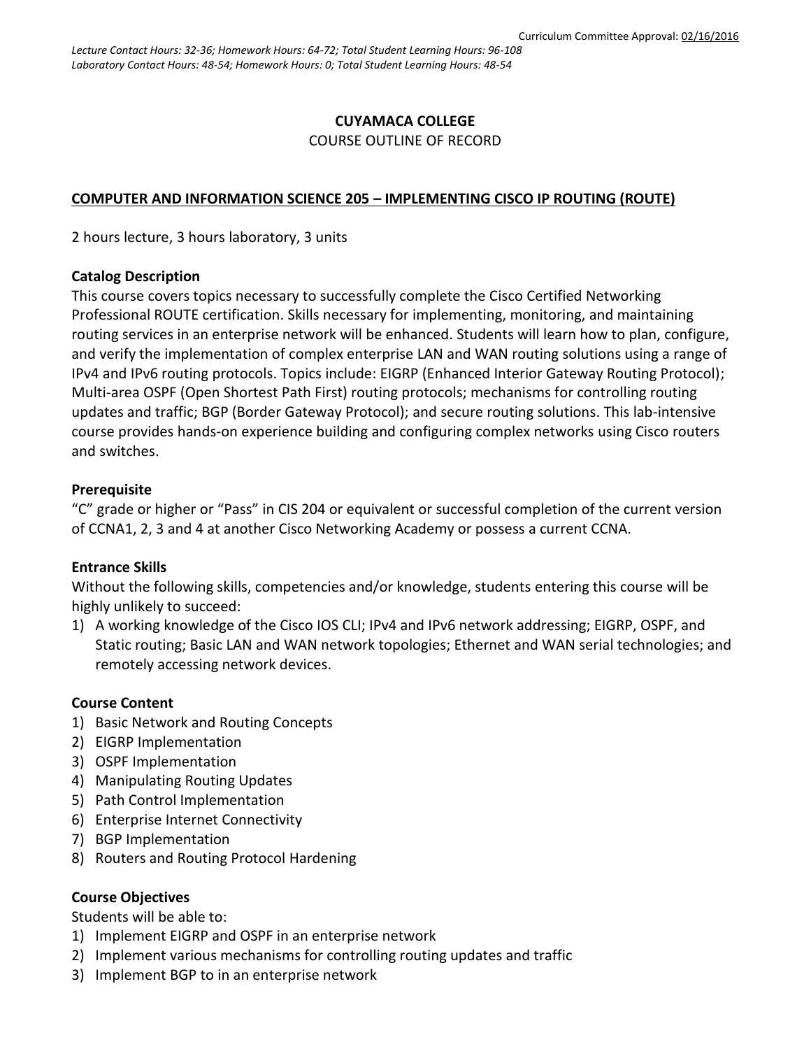Curriculum Committee Approval: 02/16/2016

*Lecture Contact Hours: 32-36; Homework Hours: 64-72; Total Student Learning Hours: 96-108*
*Laboratory Contact Hours: 48-54; Homework Hours: 0; Total Student Learning Hours: 48-54*

**CUYAMACA COLLEGE**

COURSE OUTLINE OF RECORD

**COMPUTER AND INFORMATION SCIENCE 205 – IMPLEMENTING CISCO IP ROUTING (ROUTE)**

2 hours lecture, 3 hours laboratory, 3 units

**Catalog Description**

This course covers topics necessary to successfully complete the Cisco Certified Networking Professional ROUTE certification. Skills necessary for implementing, monitoring, and maintaining routing services in an enterprise network will be enhanced. Students will learn how to plan, configure, and verify the implementation of complex enterprise LAN and WAN routing solutions using a range of IPv4 and IPv6 routing protocols. Topics include: EIGRP (Enhanced Interior Gateway Routing Protocol); Multi-area OSPF (Open Shortest Path First) routing protocols; mechanisms for controlling routing updates and traffic; BGP (Border Gateway Protocol); and secure routing solutions. This lab-intensive course provides hands-on experience building and configuring complex networks using Cisco routers and switches.

**Prerequisite**

"C" grade or higher or "Pass" in CIS 204 or equivalent or successful completion of the current version of CCNA1, 2, 3 and 4 at another Cisco Networking Academy or possess a current CCNA.

**Entrance Skills**

Without the following skills, competencies and/or knowledge, students entering this course will be highly unlikely to succeed:

1) A working knowledge of the Cisco IOS CLI; IPv4 and IPv6 network addressing; EIGRP, OSPF, and Static routing; Basic LAN and WAN network topologies; Ethernet and WAN serial technologies; and remotely accessing network devices.

**Course Content**

1) Basic Network and Routing Concepts
2) EIGRP Implementation
3) OSPF Implementation
4) Manipulating Routing Updates
5) Path Control Implementation
6) Enterprise Internet Connectivity
7) BGP Implementation
8) Routers and Routing Protocol Hardening

**Course Objectives**

Students will be able to:

1) Implement EIGRP and OSPF in an enterprise network
2) Implement various mechanisms for controlling routing updates and traffic
3) Implement BGP to in an enterprise network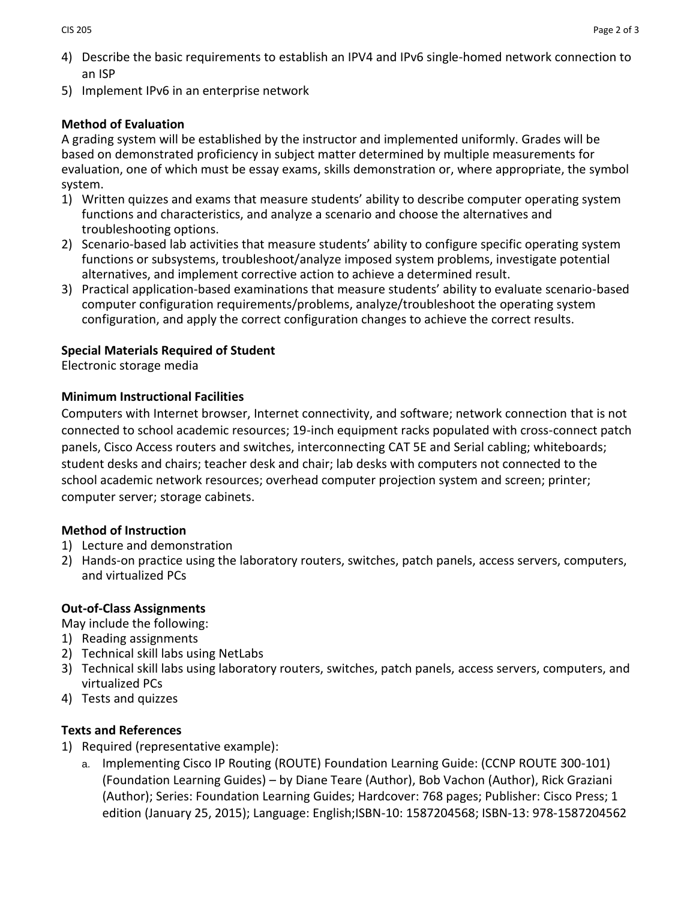4) Describe the basic requirements to establish an IPV4 and IPv6 single-homed network connection to an ISP
5) Implement IPv6 in an enterprise network

**Method of Evaluation**

A grading system will be established by the instructor and implemented uniformly. Grades will be based on demonstrated proficiency in subject matter determined by multiple measurements for evaluation, one of which must be essay exams, skills demonstration or, where appropriate, the symbol system.

1) Written quizzes and exams that measure students' ability to describe computer operating system functions and characteristics, and analyze a scenario and choose the alternatives and troubleshooting options.
2) Scenario-based lab activities that measure students' ability to configure specific operating system functions or subsystems, troubleshoot/analyze imposed system problems, investigate potential alternatives, and implement corrective action to achieve a determined result.
3) Practical application-based examinations that measure students' ability to evaluate scenario-based computer configuration requirements/problems, analyze/troubleshoot the operating system configuration, and apply the correct configuration changes to achieve the correct results.

**Special Materials Required of Student**

Electronic storage media

**Minimum Instructional Facilities**

Computers with Internet browser, Internet connectivity, and software; network connection that is not connected to school academic resources; 19-inch equipment racks populated with cross-connect patch panels, Cisco Access routers and switches, interconnecting CAT 5E and Serial cabling; whiteboards; student desks and chairs; teacher desk and chair; lab desks with computers not connected to the school academic network resources; overhead computer projection system and screen; printer; computer server; storage cabinets.

**Method of Instruction**

1) Lecture and demonstration
2) Hands-on practice using the laboratory routers, switches, patch panels, access servers, computers, and virtualized PCs

**Out-of-Class Assignments**

May include the following:

1) Reading assignments
2) Technical skill labs using NetLabs
3) Technical skill labs using laboratory routers, switches, patch panels, access servers, computers, and virtualized PCs
4) Tests and quizzes

**Texts and References**

1) Required (representative example):
   a. Implementing Cisco IP Routing (ROUTE) Foundation Learning Guide: (CCNP ROUTE 300-101) (Foundation Learning Guides) – by Diane Teare (Author), Bob Vachon (Author), Rick Graziani (Author); Series: Foundation Learning Guides; Hardcover: 768 pages; Publisher: Cisco Press; 1 edition (January 25, 2015); Language: English;ISBN-10: 1587204568; ISBN-13: 978-1587204562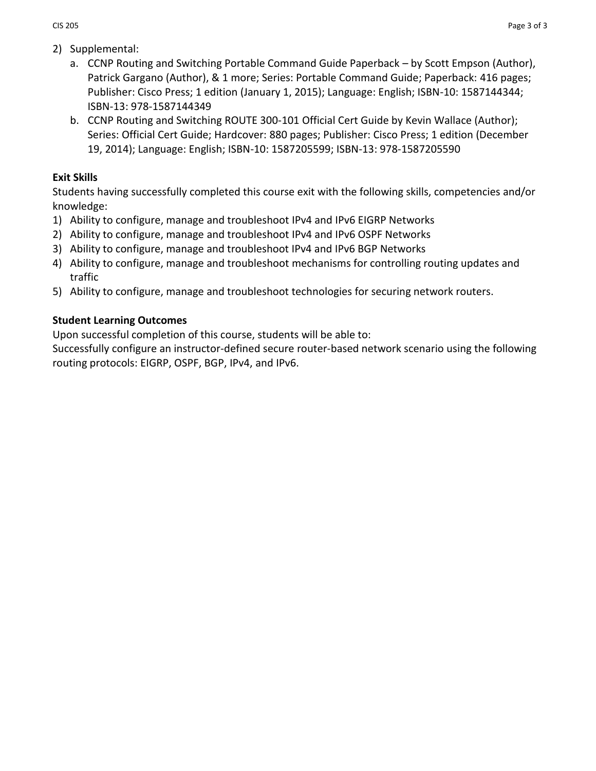2) Supplemental:
    a. CCNP Routing and Switching Portable Command Guide Paperback – by Scott Empson (Author), Patrick Gargano (Author), & 1 more; Series: Portable Command Guide; Paperback: 416 pages; Publisher: Cisco Press; 1 edition (January 1, 2015); Language: English; ISBN-10: 1587144344; ISBN-13: 978-1587144349
    b. CCNP Routing and Switching ROUTE 300-101 Official Cert Guide by Kevin Wallace (Author); Series: Official Cert Guide; Hardcover: 880 pages; Publisher: Cisco Press; 1 edition (December 19, 2014); Language: English; ISBN-10: 1587205599; ISBN-13: 978-1587205590

**Exit Skills**

Students having successfully completed this course exit with the following skills, competencies and/or knowledge:

1) Ability to configure, manage and troubleshoot IPv4 and IPv6 EIGRP Networks
2) Ability to configure, manage and troubleshoot IPv4 and IPv6 OSPF Networks
3) Ability to configure, manage and troubleshoot IPv4 and IPv6 BGP Networks
4) Ability to configure, manage and troubleshoot mechanisms for controlling routing updates and traffic
5) Ability to configure, manage and troubleshoot technologies for securing network routers.

**Student Learning Outcomes**

Upon successful completion of this course, students will be able to:

Successfully configure an instructor-defined secure router-based network scenario using the following routing protocols: EIGRP, OSPF, BGP, IPv4, and IPv6.